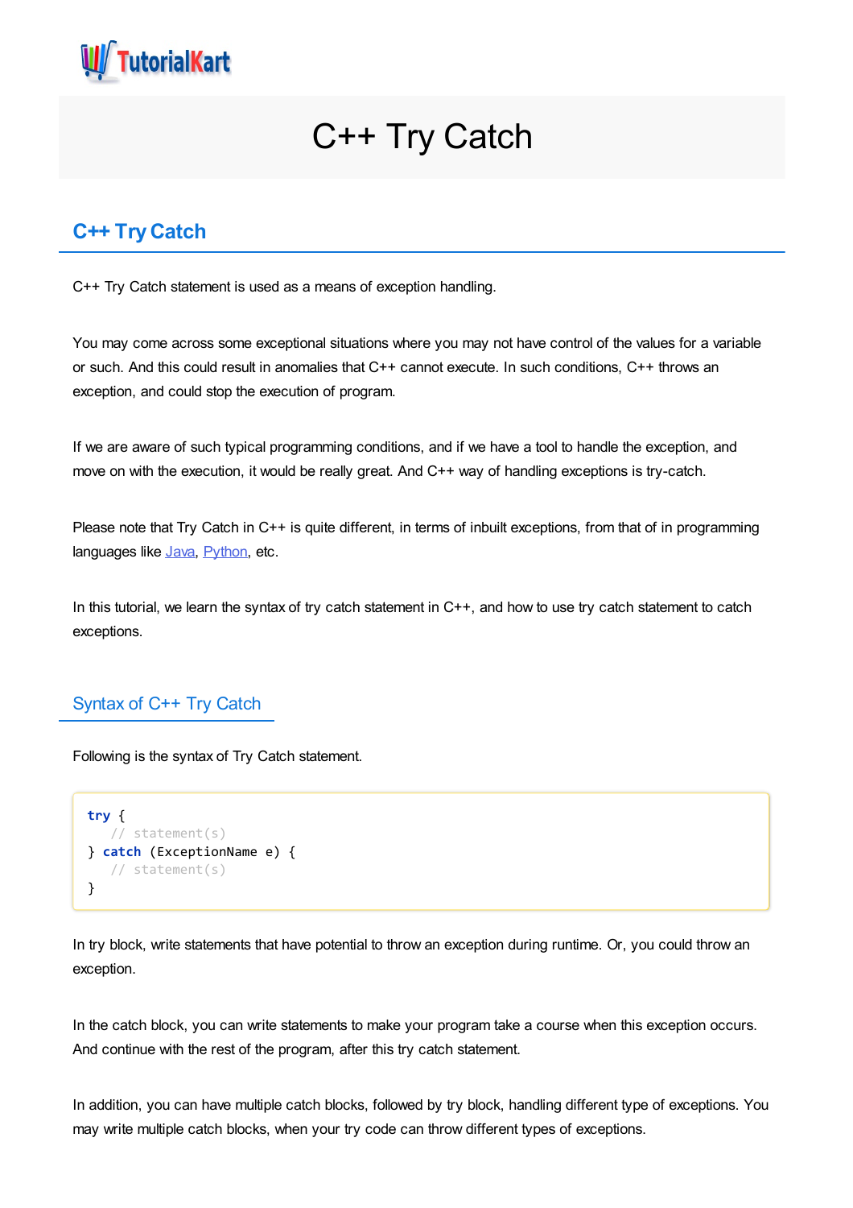# C++ Try Catch

## C++ Try Catch

C++ Try Catch statement is used as a means of exception handling.

You may come across some exceptional situations where you may not have control of the values for a variable or such. And this could result in anomalies that C++ cannot execute. In such conditions, C++ throws an exception, and could stop the execution of program.

If we are aware of such typical programming conditions, and if we have a tool to handle the exception, and move on with the execution, it would be really great. And C++ way of handling exceptions is try-catch.

Please note that Try Catch in C++ is quite different, in terms of inbuilt exceptions, from that of in programming languages like Java, Python, etc.

In this tutorial, we learn the syntax of try catch statement in C++, and how to use try catch statement to catch exceptions.

### Syntax of C++ Try Catch

Following is the syntax of Try Catch statement.

```
try {
   // statement(s)
} catch (ExceptionName e) {
   // statement(s)
}
```

In try block, write statements that have potential to throw an exception during runtime. Or, you could throw an exception.

In the catch block, you can write statements to make your program take a course when this exception occurs. And continue with the rest of the program, after this try catch statement.

In addition, you can have multiple catch blocks, followed by try block, handling different type of exceptions. You may write multiple catch blocks, when your try code can throw different types of exceptions.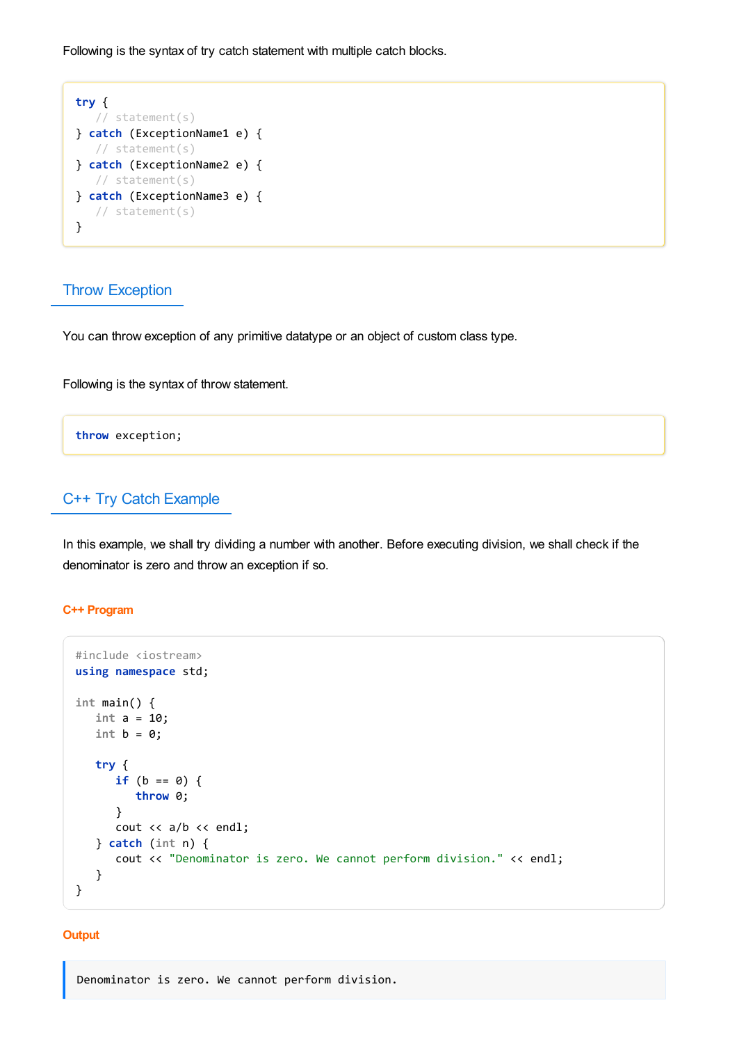Following is the syntax of try catch statement with multiple catch blocks.

```
try {
   // statement(s)
} catch (ExceptionName1 e) {
   // statement(s)
} catch (ExceptionName2 e) {
   // statement(s)
} catch (ExceptionName3 e) {
   // statement(s)
}
```

## Throw Exception

You can throw exception of any primitive datatype or an object of custom class type.

Following is the syntax of throw statement.

```
throw exception;
```

## C++ Try Catch Example

In this example, we shall try dividing a number with another. Before executing division, we shall check if the denominator is zero and throw an exception if so.

**C++ Program**

```
#include <iostream>
using namespace std;

int main() {
   int a = 10;
   int b = 0;

   try {
      if (b == 0) {
         throw 0;
      }
      cout << a/b << endl;
   } catch (int n) {
      cout << "Denominator is zero. We cannot perform division." << endl;
   }
}
```

**Output**

```
Denominator is zero. We cannot perform division.
```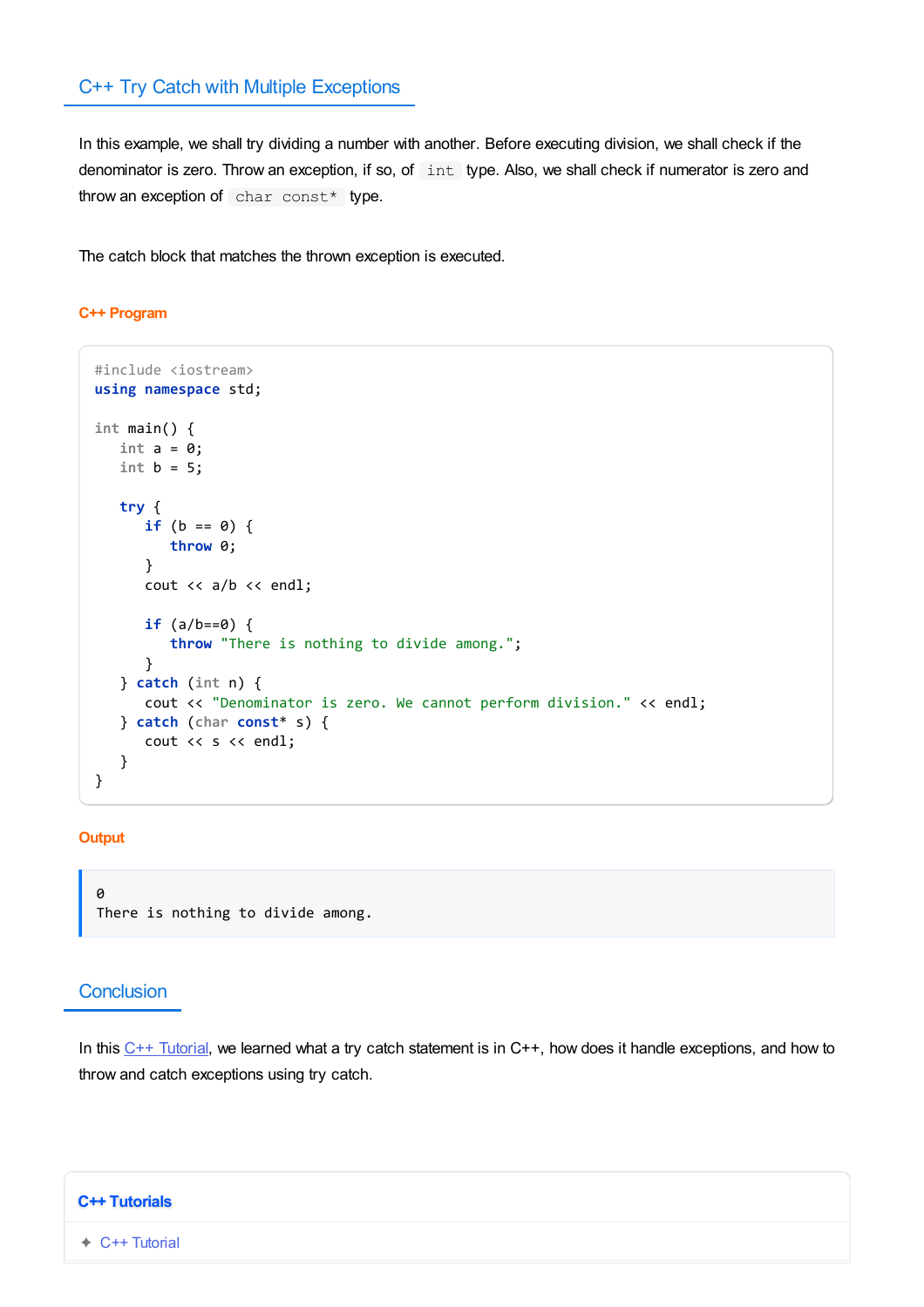## C++ Try Catch with Multiple Exceptions

In this example, we shall try dividing a number with another. Before executing division, we shall check if the denominator is zero. Throw an exception, if so, of `int` type. Also, we shall check if numerator is zero and throw an exception of `char const*` type.

The catch block that matches the thrown exception is executed.

**C++ Program**

```
#include <iostream>
using namespace std;

int main() {
   int a = 0;
   int b = 5;

   try {
      if (b == 0) {
         throw 0;
      }
      cout << a/b << endl;

      if (a/b==0) {
         throw "There is nothing to divide among.";
      }
   } catch (int n) {
      cout << "Denominator is zero. We cannot perform division." << endl;
   } catch (char const* s) {
      cout << s << endl;
   }
}
```

**Output**

```
0
There is nothing to divide among.
```

## Conclusion

In this C++ Tutorial, we learned what a try catch statement is in C++, how does it handle exceptions, and how to throw and catch exceptions using try catch.

**C++ Tutorials**

✦ C++ Tutorial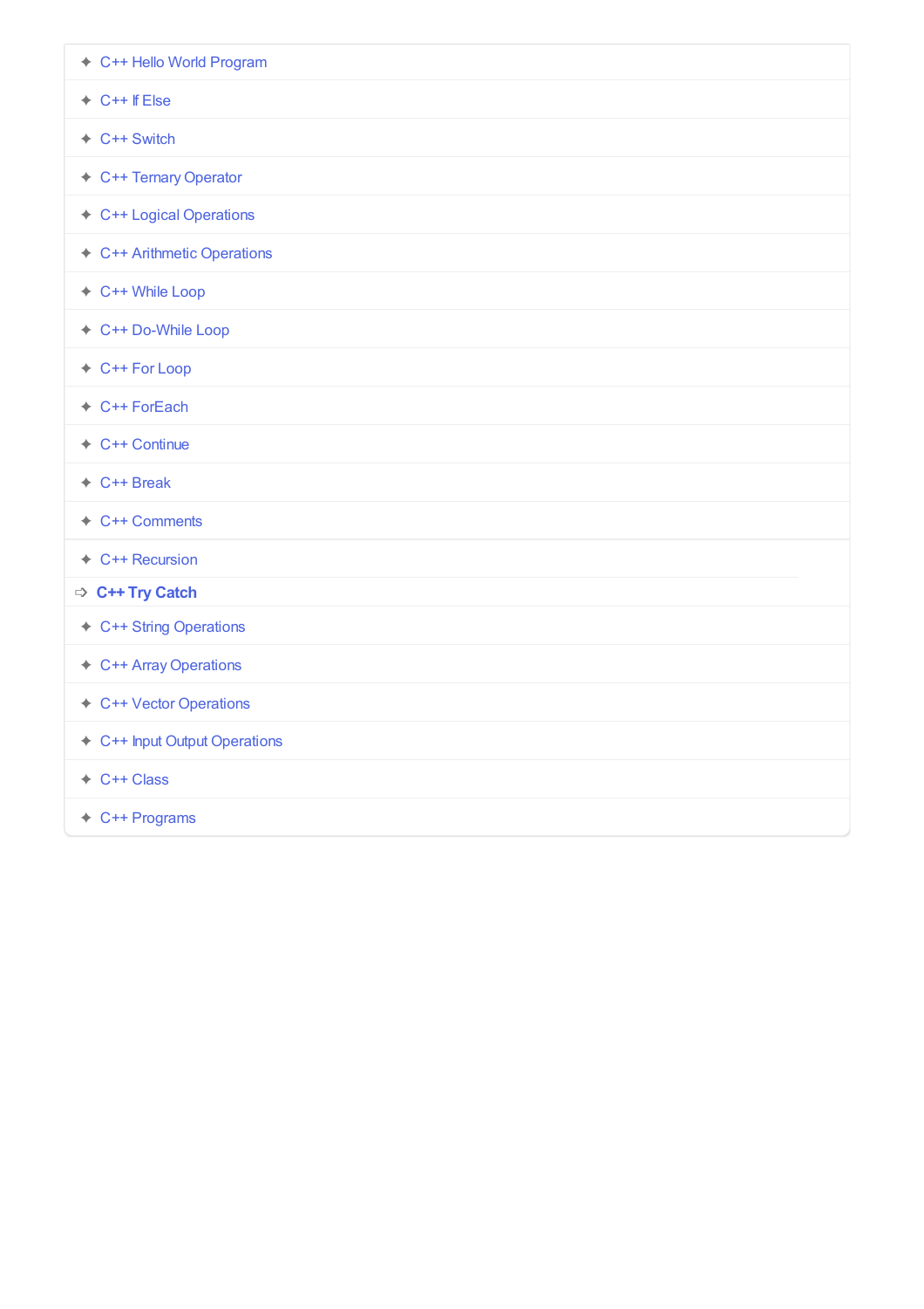- C++ Hello World Program
- C++ If Else
- C++ Switch
- C++ Ternary Operator
- C++ Logical Operations
- C++ Arithmetic Operations
- C++ While Loop
- C++ Do-While Loop
- C++ For Loop
- C++ ForEach
- C++ Continue
- C++ Break
- C++ Comments
- C++ Recursion
- ➪ **C++ Try Catch**
- C++ String Operations
- C++ Array Operations
- C++ Vector Operations
- C++ Input Output Operations
- C++ Class
- C++ Programs